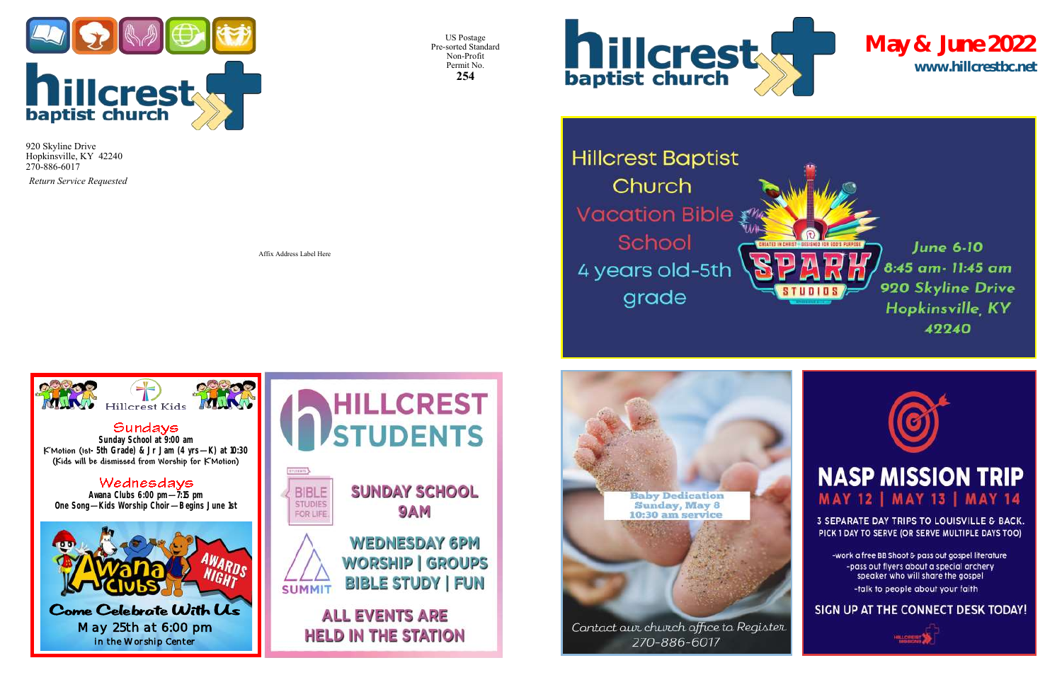# hillcrest baptist church

920 Skyline Drive
Hopkinsville, KY 42240
270-886-6017

*Return Service Requested*

US Postage
Pre-sorted Standard
Non-Profit
Permit No.
**254**

Affix Address Label Here

# hillcrest baptist church

## May & June 2022

**www.hillcrestbc.net**

## Hillcrest Baptist Church Vacation Bible School

4 years old-5th grade

SPARK STUDIOS

CREATED IN CHRIST • DESIGNED FOR GOD'S PURPOSE

*June 6-10*
*8:45 am- 11:45 am*
*920 Skyline Drive*
*Hopkinsville, KY 42240*

## Hillcrest Kids

### Sundays

**Sunday School at 9:00 am**

**K'Motion (1st- 5th Grade) & Jr Jam (4 yrs—K) at 10:30**

**(Kids will be dismissed from Worship for K'Motion)**

### Wednesdays

**Awana Clubs 6:00 pm—7:15 pm**

**One Song—Kids Worship Choir—Begins June 1st**

Awana Clubs AWARDS NIGHT

**Come Celebrate With Us**

May 25th at 6:00 pm

in the Worship Center

## HILLCREST STUDENTS

BIBLE STUDIES FOR LIFE

**SUNDAY SCHOOL 9AM**

SUMMIT

**WEDNESDAY 6PM**
**WORSHIP | GROUPS**
**BIBLE STUDY | FUN**

**ALL EVENTS ARE HELD IN THE STATION**

**Baby Dedication**
**Sunday, May 8**
**10:30 am service**

*Contact our church office to Register*
*270-886-6017*

## NASP MISSION TRIP

**MAY 12 | MAY 13 | MAY 14**

3 SEPARATE DAY TRIPS TO LOUISVILLE & BACK.
PICK 1 DAY TO SERVE (OR SERVE MULTIPLE DAYS TOO)

- -work a free BB Shoot & pass out gospel literature
- -pass out flyers about a special archery speaker who will share the gospel
- -talk to people about your faith

**SIGN UP AT THE CONNECT DESK TODAY!**

HILLCREST MISSIONS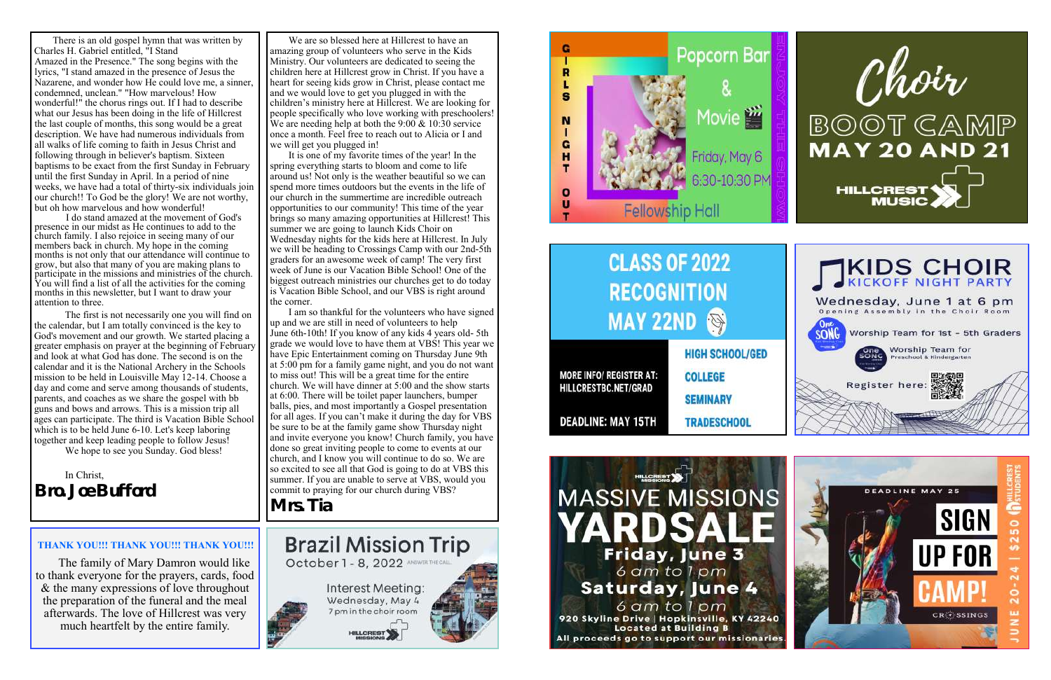There is an old gospel hymn that was written by Charles H. Gabriel entitled, "I Stand Amazed in the Presence." The song begins with the lyrics, "I stand amazed in the presence of Jesus the Nazarene, and wonder how He could love me, a sinner, condemned, unclean." "How marvelous! How wonderful!" the chorus rings out. If I had to describe what our Jesus has been doing in the life of Hillcrest the last couple of months, this song would be a great description. We have had numerous individuals from all walks of life coming to faith in Jesus Christ and following through in believer's baptism. Sixteen baptisms to be exact from the first Sunday in February until the first Sunday in April. In a period of nine weeks, we have had a total of thirty-six individuals join our church!! To God be the glory! We are not worthy, but oh how marvelous and how wonderful!

I do stand amazed at the movement of God's presence in our midst as He continues to add to the church family. I also rejoice in seeing many of our members back in church. My hope in the coming months is not only that our attendance will continue to grow, but also that many of you are making plans to participate in the missions and ministries of the church. You will find a list of all the activities for the coming months in this newsletter, but I want to draw your attention to three.

The first is not necessarily one you will find on the calendar, but I am totally convinced is the key to God's movement and our growth. We started placing a greater emphasis on prayer at the beginning of February and look at what God has done. The second is on the calendar and it is the National Archery in the Schools mission to be held in Louisville May 12-14. Choose a day and come and serve among thousands of students, parents, and coaches as we share the gospel with bb guns and bows and arrows. This is a mission trip all ages can participate. The third is Vacation Bible School which is to be held June 6-10. Let's keep laboring together and keep leading people to follow Jesus!

We hope to see you Sunday. God bless!

In Christ,

**Bro. Joe Bufford**

We are so blessed here at Hillcrest to have an amazing group of volunteers who serve in the Kids Ministry. Our volunteers are dedicated to seeing the children here at Hillcrest grow in Christ. If you have a heart for seeing kids grow in Christ, please contact me and we would love to get you plugged in with the children's ministry here at Hillcrest. We are looking for people specifically who love working with preschoolers! We are needing help at both the 9:00 & 10:30 service once a month. Feel free to reach out to Alicia or I and we will get you plugged in!

It is one of my favorite times of the year! In the spring everything starts to bloom and come to life around us! Not only is the weather beautiful so we can spend more times outdoors but the events in the life of our church in the summertime are incredible outreach opportunities to our community! This time of the year brings so many amazing opportunities at Hillcrest! This summer we are going to launch Kids Choir on Wednesday nights for the kids here at Hillcrest. In July we will be heading to Crossings Camp with our 2nd-5th graders for an awesome week of camp! The very first week of June is our Vacation Bible School! One of the biggest outreach ministries our churches get to do today is Vacation Bible School, and our VBS is right around the corner.

I am so thankful for the volunteers who have signed up and we are still in need of volunteers to help June 6th-10th! If you know of any kids 4 years old- 5th grade we would love to have them at VBS! This year we have Epic Entertainment coming on Thursday June 9th at 5:00 pm for a family game night, and you do not want to miss out! This will be a great time for the entire church. We will have dinner at 5:00 and the show starts at 6:00. There will be toilet paper launchers, bumper balls, pies, and most importantly a Gospel presentation for all ages. If you can't make it during the day for VBS be sure to be at the family game show Thursday night and invite everyone you know! Church family, you have done so great inviting people to come to events at our church, and I know you will continue to do so. We are so excited to see all that God is going to do at VBS this summer. If you are unable to serve at VBS, would you commit to praying for our church during VBS?

**Mrs. Tia**

**THANK YOU!!! THANK YOU!!! THANK YOU!!!**

The family of Mary Damron would like to thank everyone for the prayers, cards, food & the many expressions of love throughout the preparation of the funeral and the meal afterwards. The love of Hillcrest was very much heartfelt by the entire family.

## Brazil Mission Trip

October 1 - 8, 2022 ANSWER THE CALL

Interest Meeting:
Wednesday, May 4
7 pm in the choir room

HILLCREST MISSIONS

## GIRLS NIGHT OUT

Popcorn Bar & Movie
Friday, May 6
6:30-10:30 PM
Fellowship Hall

ENJOY THE SHOW!

## Choir BOOT CAMP

MAY 20 AND 21

HILLCREST MUSIC

## CLASS OF 2022 RECOGNITION MAY 22ND

MORE INFO/ REGISTER AT: HILLCRESTBC.NET/GRAD

DEADLINE: MAY 15TH

HIGH SCHOOL/GED
COLLEGE
SEMINARY
TRADESCHOOL

## KIDS CHOIR KICKOFF NIGHT PARTY

Wednesday, June 1 at 6 pm
Opening Assembly in the Choir Room

One Song — Worship Team for 1st - 5th Graders

One Song — Worship Team for Preschool & Kindergarten

Register here:

## MASSIVE MISSIONS YARDSALE

HILLCREST MISSIONS

Friday, June 3
6 am to 1 pm
Saturday, June 4
6 am to 1 pm

920 Skyline Drive | Hopkinsville, KY 42240
Located at Building B
All proceeds go to support our missionaries.

## SIGN UP FOR CAMP!

DEADLINE MAY 25

CROSSINGS

JUNE 20-24 | $250 | HILLCREST STUDENTS